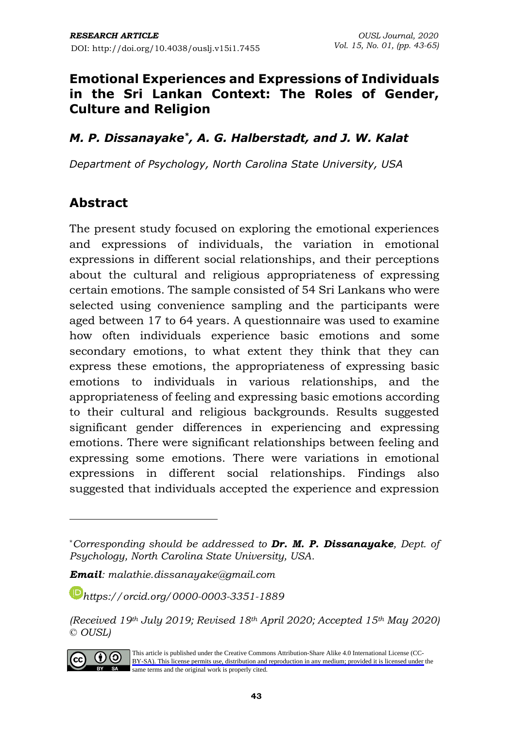*RESEARCH ARTICLE*

DOI: http://doi.org/10.4038/ouslj.v15i1.7455

# Emotional Experiences and Expressions of Individuals in the Sri Lankan Context: The Roles of Gender, Culture and Religion

***M. P. Dissanayake*\*, A. G. Halberstadt, and J. W. Kalat***

*Department of Psychology, North Carolina State University, USA*

## Abstract

The present study focused on exploring the emotional experiences and expressions of individuals, the variation in emotional expressions in different social relationships, and their perceptions about the cultural and religious appropriateness of expressing certain emotions. The sample consisted of 54 Sri Lankans who were selected using convenience sampling and the participants were aged between 17 to 64 years. A questionnaire was used to examine how often individuals experience basic emotions and some secondary emotions, to what extent they think that they can express these emotions, the appropriateness of expressing basic emotions to individuals in various relationships, and the appropriateness of feeling and expressing basic emotions according to their cultural and religious backgrounds. Results suggested significant gender differences in experiencing and expressing emotions. There were significant relationships between feeling and expressing some emotions. There were variations in emotional expressions in different social relationships. Findings also suggested that individuals accepted the experience and expression

---

\*Corresponding should be addressed to ***Dr. M. P. Dissanayake***, *Dept. of Psychology, North Carolina State University, USA.*

***Email****: malathie.dissanayake@gmail.com*

*https://orcid.org/0000-0003-3351-1889*

*(Received 19th July 2019; Revised 18th April 2020; Accepted 15th May 2020) © OUSL)*

This article is published under the Creative Commons Attribution-Share Alike 4.0 International License (CC-BY-SA). This license permits use, distribution and reproduction in any medium; provided it is licensed under the same terms and the original work is properly cited.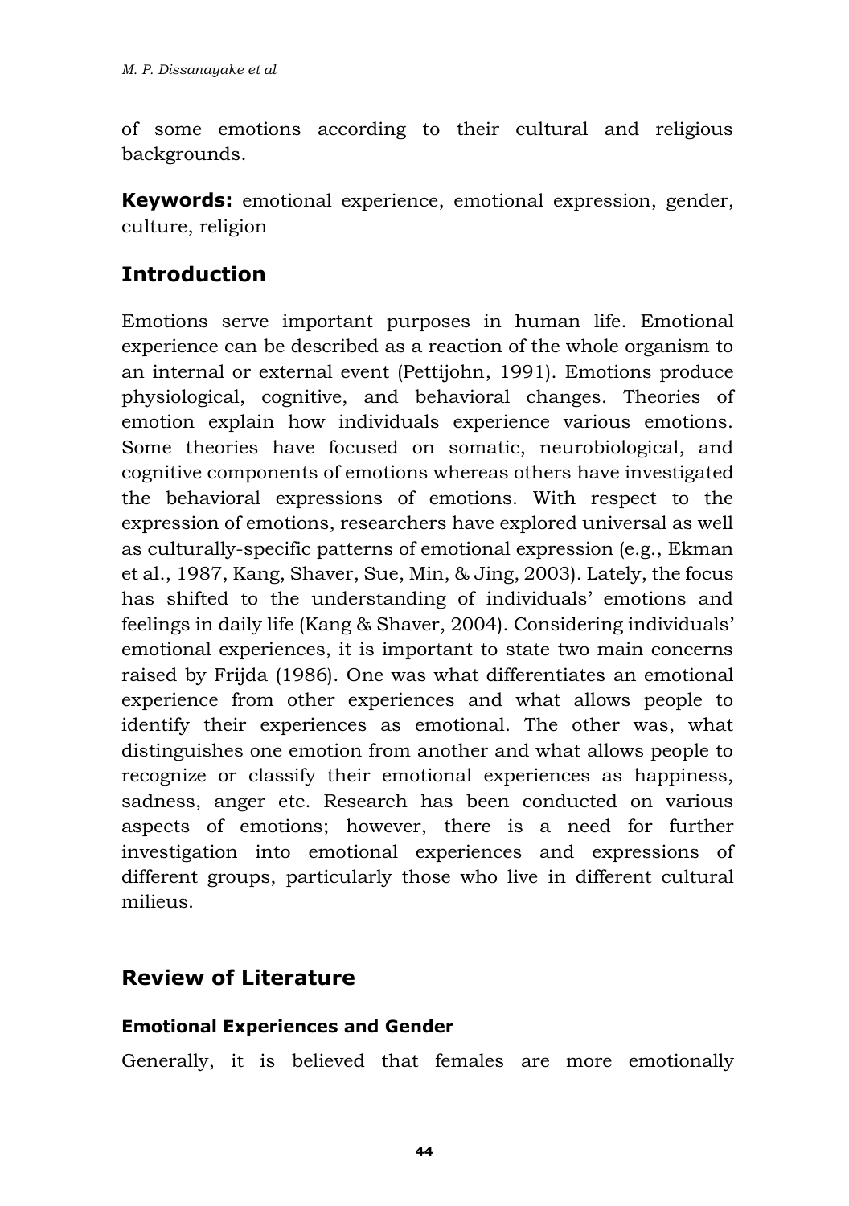of some emotions according to their cultural and religious backgrounds.

**Keywords:** emotional experience, emotional expression, gender, culture, religion

## Introduction

Emotions serve important purposes in human life. Emotional experience can be described as a reaction of the whole organism to an internal or external event (Pettijohn, 1991). Emotions produce physiological, cognitive, and behavioral changes. Theories of emotion explain how individuals experience various emotions. Some theories have focused on somatic, neurobiological, and cognitive components of emotions whereas others have investigated the behavioral expressions of emotions. With respect to the expression of emotions, researchers have explored universal as well as culturally-specific patterns of emotional expression (e.g., Ekman et al., 1987, Kang, Shaver, Sue, Min, & Jing, 2003). Lately, the focus has shifted to the understanding of individuals' emotions and feelings in daily life (Kang & Shaver, 2004). Considering individuals' emotional experiences, it is important to state two main concerns raised by Frijda (1986). One was what differentiates an emotional experience from other experiences and what allows people to identify their experiences as emotional. The other was, what distinguishes one emotion from another and what allows people to recognize or classify their emotional experiences as happiness, sadness, anger etc. Research has been conducted on various aspects of emotions; however, there is a need for further investigation into emotional experiences and expressions of different groups, particularly those who live in different cultural milieus.

## Review of Literature

### Emotional Experiences and Gender

Generally, it is believed that females are more emotionally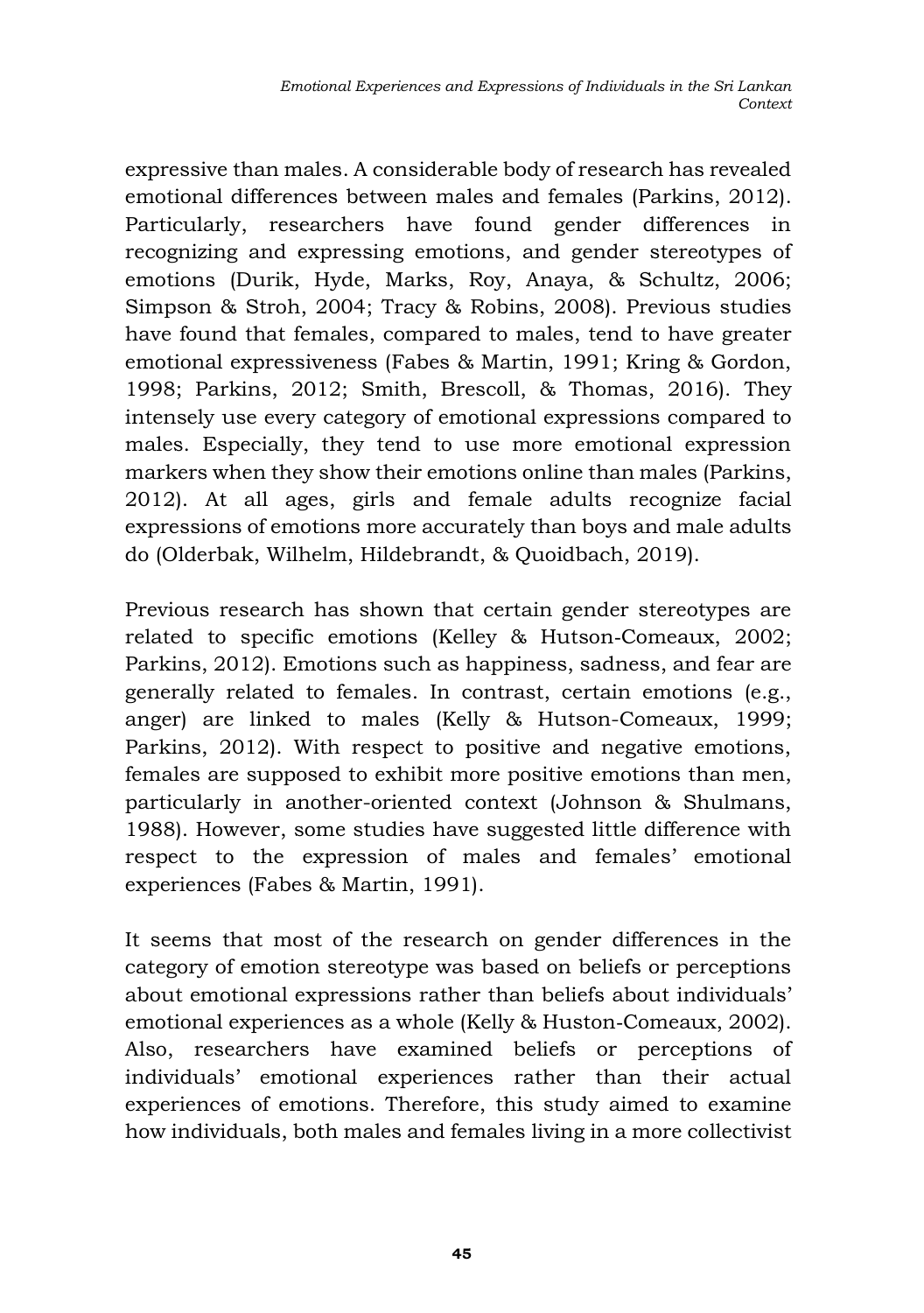expressive than males. A considerable body of research has revealed emotional differences between males and females (Parkins, 2012). Particularly, researchers have found gender differences in recognizing and expressing emotions, and gender stereotypes of emotions (Durik, Hyde, Marks, Roy, Anaya, & Schultz, 2006; Simpson & Stroh, 2004; Tracy & Robins, 2008). Previous studies have found that females, compared to males, tend to have greater emotional expressiveness (Fabes & Martin, 1991; Kring & Gordon, 1998; Parkins, 2012; Smith, Brescoll, & Thomas, 2016). They intensely use every category of emotional expressions compared to males. Especially, they tend to use more emotional expression markers when they show their emotions online than males (Parkins, 2012). At all ages, girls and female adults recognize facial expressions of emotions more accurately than boys and male adults do (Olderbak, Wilhelm, Hildebrandt, & Quoidbach, 2019).

Previous research has shown that certain gender stereotypes are related to specific emotions (Kelley & Hutson-Comeaux, 2002; Parkins, 2012). Emotions such as happiness, sadness, and fear are generally related to females. In contrast, certain emotions (e.g., anger) are linked to males (Kelly & Hutson-Comeaux, 1999; Parkins, 2012). With respect to positive and negative emotions, females are supposed to exhibit more positive emotions than men, particularly in another-oriented context (Johnson & Shulmans, 1988). However, some studies have suggested little difference with respect to the expression of males and females' emotional experiences (Fabes & Martin, 1991).

It seems that most of the research on gender differences in the category of emotion stereotype was based on beliefs or perceptions about emotional expressions rather than beliefs about individuals' emotional experiences as a whole (Kelly & Huston-Comeaux, 2002). Also, researchers have examined beliefs or perceptions of individuals' emotional experiences rather than their actual experiences of emotions. Therefore, this study aimed to examine how individuals, both males and females living in a more collectivist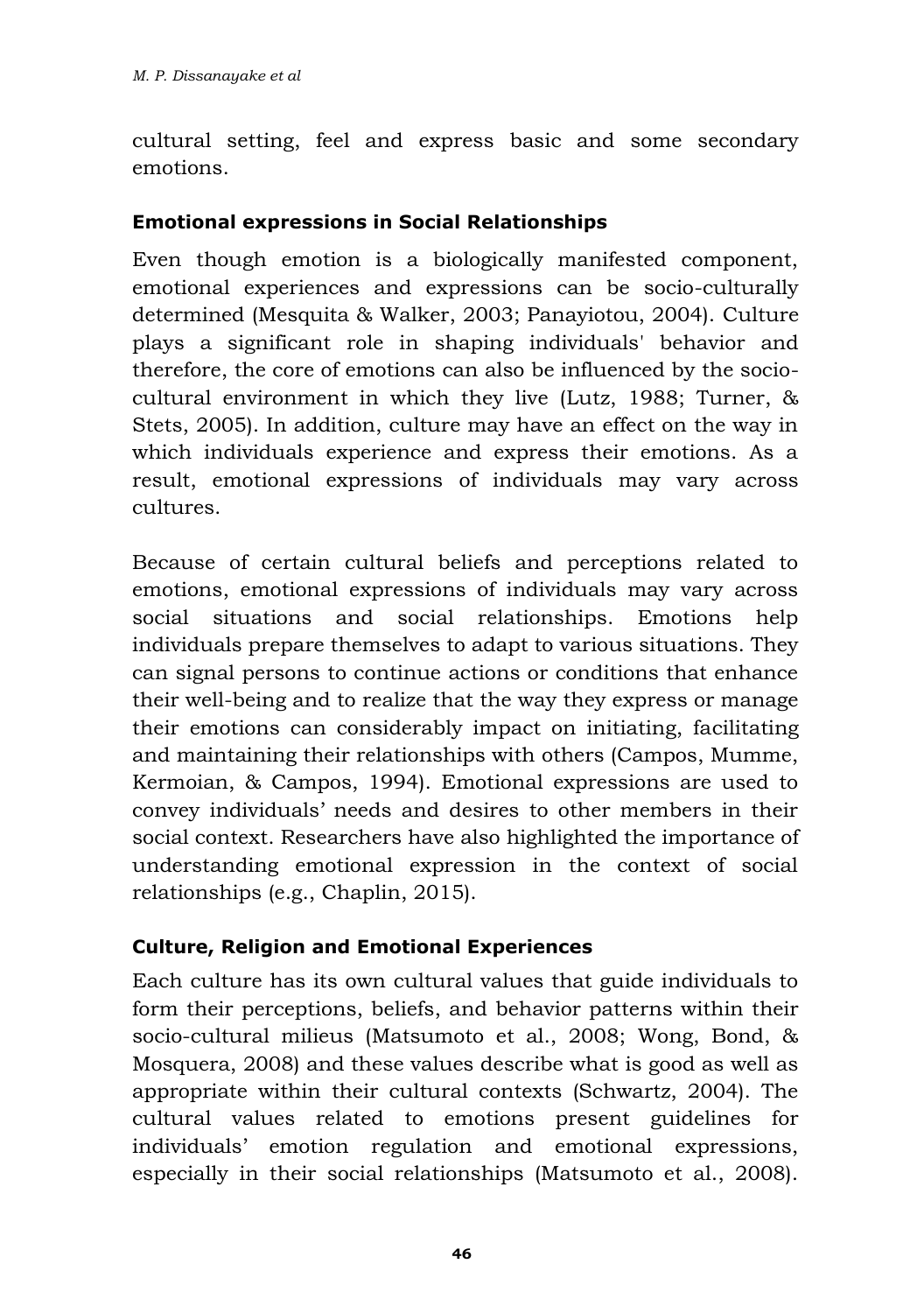cultural setting, feel and express basic and some secondary emotions.

### Emotional expressions in Social Relationships

Even though emotion is a biologically manifested component, emotional experiences and expressions can be socio-culturally determined (Mesquita & Walker, 2003; Panayiotou, 2004). Culture plays a significant role in shaping individuals' behavior and therefore, the core of emotions can also be influenced by the socio-cultural environment in which they live (Lutz, 1988; Turner, & Stets, 2005). In addition, culture may have an effect on the way in which individuals experience and express their emotions. As a result, emotional expressions of individuals may vary across cultures.

Because of certain cultural beliefs and perceptions related to emotions, emotional expressions of individuals may vary across social situations and social relationships. Emotions help individuals prepare themselves to adapt to various situations. They can signal persons to continue actions or conditions that enhance their well-being and to realize that the way they express or manage their emotions can considerably impact on initiating, facilitating and maintaining their relationships with others (Campos, Mumme, Kermoian, & Campos, 1994). Emotional expressions are used to convey individuals' needs and desires to other members in their social context. Researchers have also highlighted the importance of understanding emotional expression in the context of social relationships (e.g., Chaplin, 2015).

### Culture, Religion and Emotional Experiences

Each culture has its own cultural values that guide individuals to form their perceptions, beliefs, and behavior patterns within their socio-cultural milieus (Matsumoto et al., 2008; Wong, Bond, & Mosquera, 2008) and these values describe what is good as well as appropriate within their cultural contexts (Schwartz, 2004). The cultural values related to emotions present guidelines for individuals' emotion regulation and emotional expressions, especially in their social relationships (Matsumoto et al., 2008).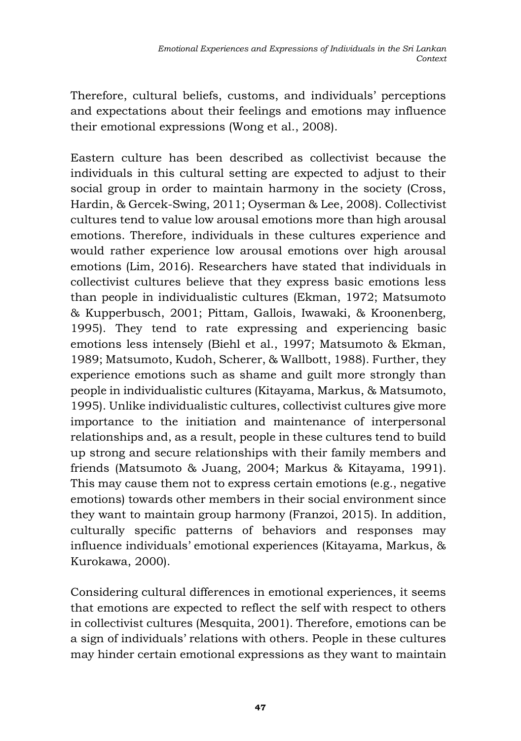Therefore, cultural beliefs, customs, and individuals' perceptions and expectations about their feelings and emotions may influence their emotional expressions (Wong et al., 2008).

Eastern culture has been described as collectivist because the individuals in this cultural setting are expected to adjust to their social group in order to maintain harmony in the society (Cross, Hardin, & Gercek-Swing, 2011; Oyserman & Lee, 2008). Collectivist cultures tend to value low arousal emotions more than high arousal emotions. Therefore, individuals in these cultures experience and would rather experience low arousal emotions over high arousal emotions (Lim, 2016). Researchers have stated that individuals in collectivist cultures believe that they express basic emotions less than people in individualistic cultures (Ekman, 1972; Matsumoto & Kupperbusch, 2001; Pittam, Gallois, Iwawaki, & Kroonenberg, 1995). They tend to rate expressing and experiencing basic emotions less intensely (Biehl et al., 1997; Matsumoto & Ekman, 1989; Matsumoto, Kudoh, Scherer, & Wallbott, 1988). Further, they experience emotions such as shame and guilt more strongly than people in individualistic cultures (Kitayama, Markus, & Matsumoto, 1995). Unlike individualistic cultures, collectivist cultures give more importance to the initiation and maintenance of interpersonal relationships and, as a result, people in these cultures tend to build up strong and secure relationships with their family members and friends (Matsumoto & Juang, 2004; Markus & Kitayama, 1991). This may cause them not to express certain emotions (e.g., negative emotions) towards other members in their social environment since they want to maintain group harmony (Franzoi, 2015). In addition, culturally specific patterns of behaviors and responses may influence individuals' emotional experiences (Kitayama, Markus, & Kurokawa, 2000).

Considering cultural differences in emotional experiences, it seems that emotions are expected to reflect the self with respect to others in collectivist cultures (Mesquita, 2001). Therefore, emotions can be a sign of individuals' relations with others. People in these cultures may hinder certain emotional expressions as they want to maintain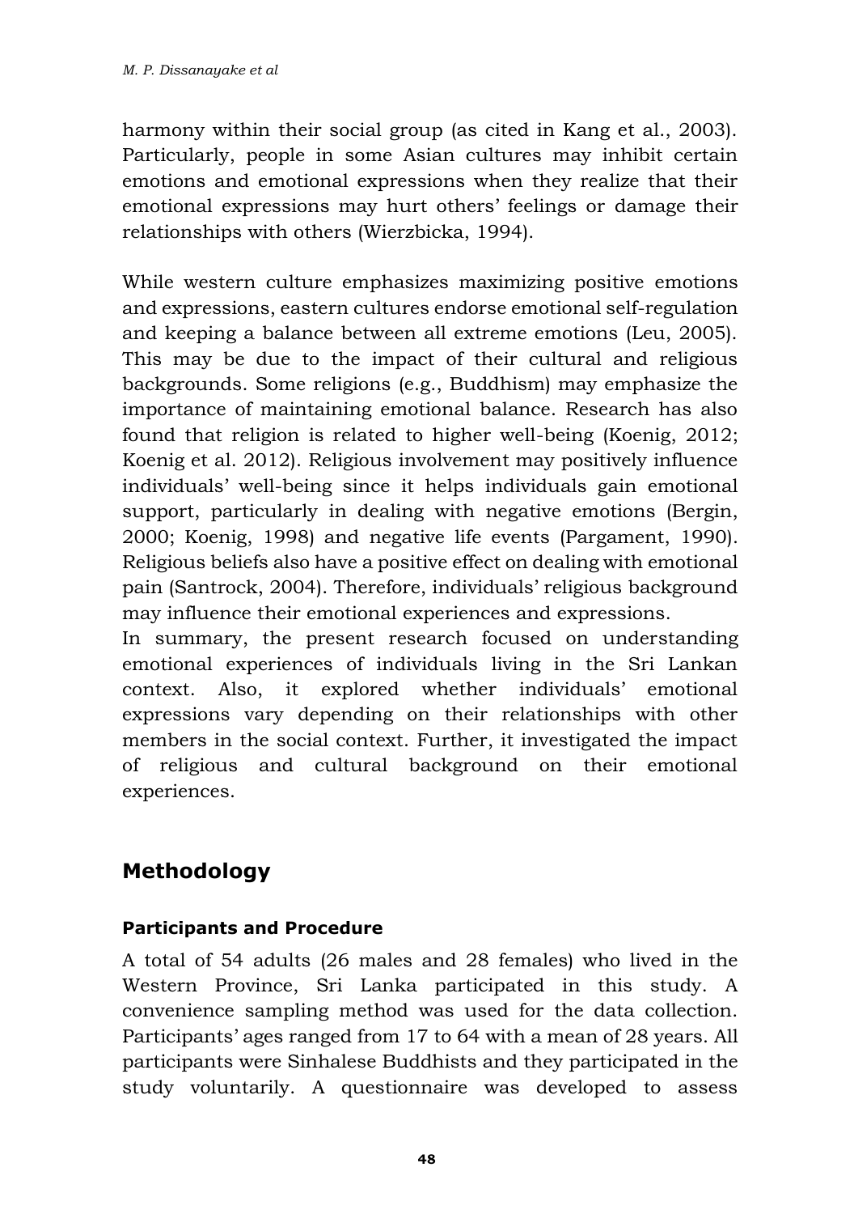harmony within their social group (as cited in Kang et al., 2003). Particularly, people in some Asian cultures may inhibit certain emotions and emotional expressions when they realize that their emotional expressions may hurt others' feelings or damage their relationships with others (Wierzbicka, 1994).

While western culture emphasizes maximizing positive emotions and expressions, eastern cultures endorse emotional self-regulation and keeping a balance between all extreme emotions (Leu, 2005). This may be due to the impact of their cultural and religious backgrounds. Some religions (e.g., Buddhism) may emphasize the importance of maintaining emotional balance. Research has also found that religion is related to higher well-being (Koenig, 2012; Koenig et al. 2012). Religious involvement may positively influence individuals' well-being since it helps individuals gain emotional support, particularly in dealing with negative emotions (Bergin, 2000; Koenig, 1998) and negative life events (Pargament, 1990). Religious beliefs also have a positive effect on dealing with emotional pain (Santrock, 2004). Therefore, individuals' religious background may influence their emotional experiences and expressions.

In summary, the present research focused on understanding emotional experiences of individuals living in the Sri Lankan context. Also, it explored whether individuals' emotional expressions vary depending on their relationships with other members in the social context. Further, it investigated the impact of religious and cultural background on their emotional experiences.

## Methodology

### Participants and Procedure

A total of 54 adults (26 males and 28 females) who lived in the Western Province, Sri Lanka participated in this study. A convenience sampling method was used for the data collection. Participants' ages ranged from 17 to 64 with a mean of 28 years. All participants were Sinhalese Buddhists and they participated in the study voluntarily. A questionnaire was developed to assess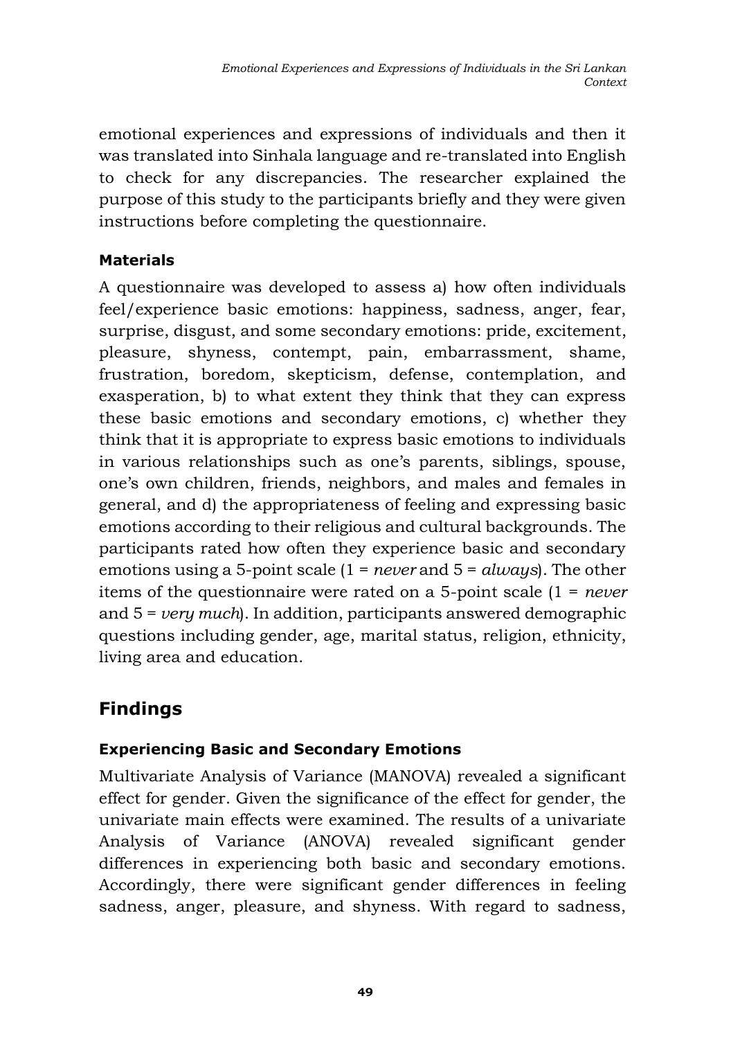emotional experiences and expressions of individuals and then it was translated into Sinhala language and re-translated into English to check for any discrepancies. The researcher explained the purpose of this study to the participants briefly and they were given instructions before completing the questionnaire.

### Materials

A questionnaire was developed to assess a) how often individuals feel/experience basic emotions: happiness, sadness, anger, fear, surprise, disgust, and some secondary emotions: pride, excitement, pleasure, shyness, contempt, pain, embarrassment, shame, frustration, boredom, skepticism, defense, contemplation, and exasperation, b) to what extent they think that they can express these basic emotions and secondary emotions, c) whether they think that it is appropriate to express basic emotions to individuals in various relationships such as one's parents, siblings, spouse, one's own children, friends, neighbors, and males and females in general, and d) the appropriateness of feeling and expressing basic emotions according to their religious and cultural backgrounds. The participants rated how often they experience basic and secondary emotions using a 5-point scale (1 = *never* and 5 = *always*). The other items of the questionnaire were rated on a 5-point scale (1 = *never* and 5 = *very much*). In addition, participants answered demographic questions including gender, age, marital status, religion, ethnicity, living area and education.

## Findings

### Experiencing Basic and Secondary Emotions

Multivariate Analysis of Variance (MANOVA) revealed a significant effect for gender. Given the significance of the effect for gender, the univariate main effects were examined. The results of a univariate Analysis of Variance (ANOVA) revealed significant gender differences in experiencing both basic and secondary emotions. Accordingly, there were significant gender differences in feeling sadness, anger, pleasure, and shyness. With regard to sadness,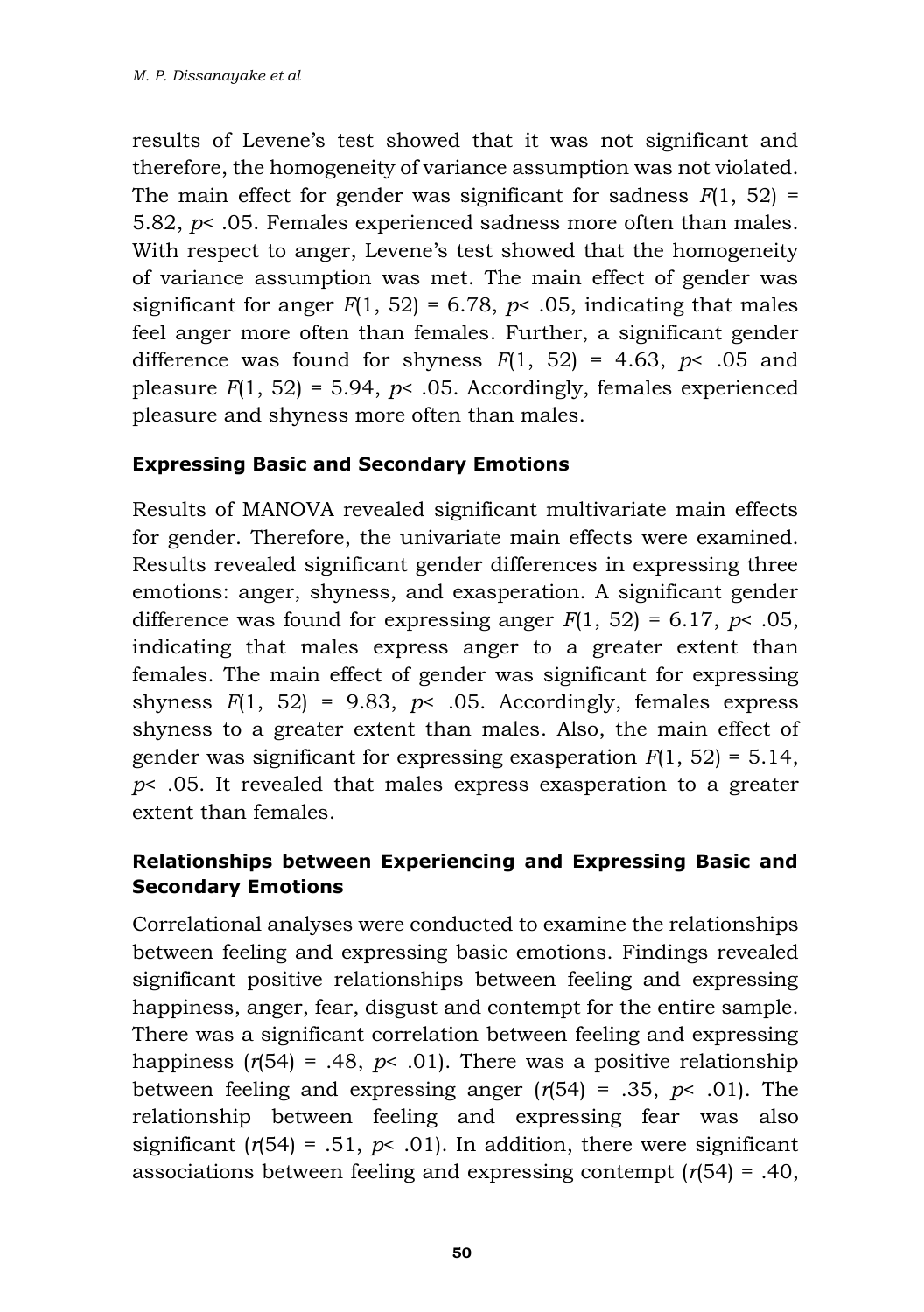results of Levene's test showed that it was not significant and therefore, the homogeneity of variance assumption was not violated. The main effect for gender was significant for sadness $F(1, 52) = 5.82$, $p < .05$. Females experienced sadness more often than males. With respect to anger, Levene's test showed that the homogeneity of variance assumption was met. The main effect of gender was significant for anger $F(1, 52) = 6.78$, $p < .05$, indicating that males feel anger more often than females. Further, a significant gender difference was found for shyness $F(1, 52) = 4.63$, $p < .05$ and pleasure $F(1, 52) = 5.94$, $p < .05$. Accordingly, females experienced pleasure and shyness more often than males.

### Expressing Basic and Secondary Emotions

Results of MANOVA revealed significant multivariate main effects for gender. Therefore, the univariate main effects were examined. Results revealed significant gender differences in expressing three emotions: anger, shyness, and exasperation. A significant gender difference was found for expressing anger $F(1, 52) = 6.17$, $p < .05$, indicating that males express anger to a greater extent than females. The main effect of gender was significant for expressing shyness $F(1, 52) = 9.83$, $p < .05$. Accordingly, females express shyness to a greater extent than males. Also, the main effect of gender was significant for expressing exasperation $F(1, 52) = 5.14$, $p < .05$. It revealed that males express exasperation to a greater extent than females.

### Relationships between Experiencing and Expressing Basic and Secondary Emotions

Correlational analyses were conducted to examine the relationships between feeling and expressing basic emotions. Findings revealed significant positive relationships between feeling and expressing happiness, anger, fear, disgust and contempt for the entire sample. There was a significant correlation between feeling and expressing happiness ($r(54) = .48$, $p < .01$). There was a positive relationship between feeling and expressing anger ($r(54) = .35$, $p < .01$). The relationship between feeling and expressing fear was also significant ($r(54) = .51$, $p < .01$). In addition, there were significant associations between feeling and expressing contempt ($r(54) = .40$,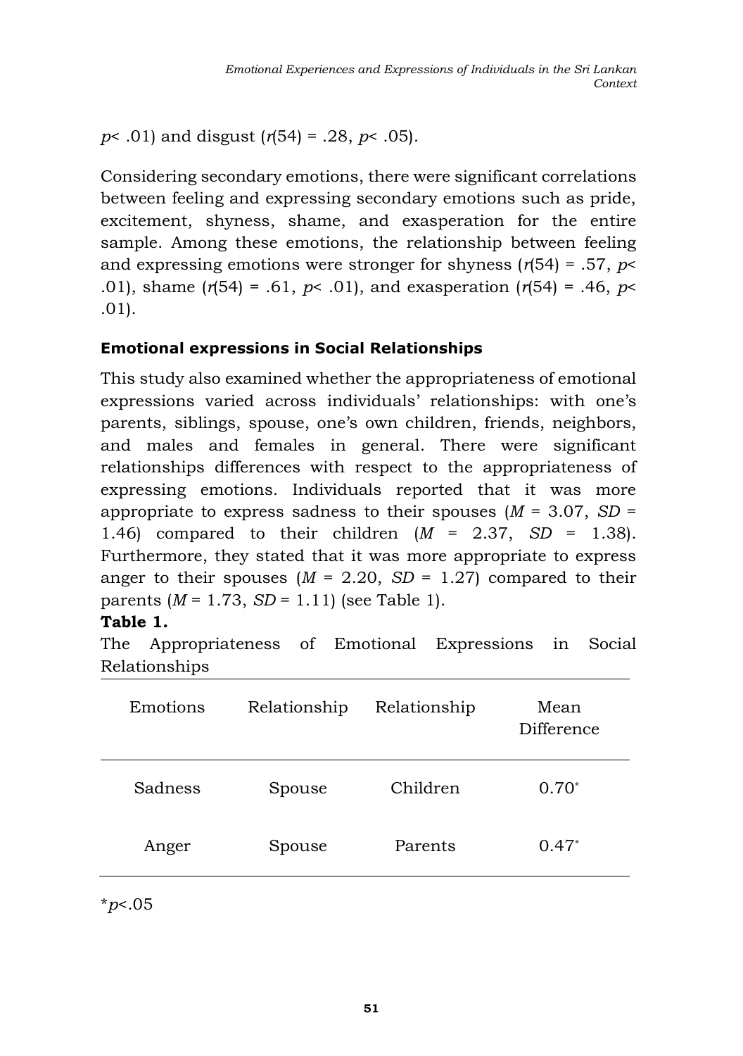$p < .01$) and disgust ($r(54) = .28$, $p < .05$).

Considering secondary emotions, there were significant correlations between feeling and expressing secondary emotions such as pride, excitement, shyness, shame, and exasperation for the entire sample. Among these emotions, the relationship between feeling and expressing emotions were stronger for shyness ($r(54) = .57$, $p < .01$), shame ($r(54) = .61$, $p < .01$), and exasperation ($r(54) = .46$, $p < .01$).

### Emotional expressions in Social Relationships

This study also examined whether the appropriateness of emotional expressions varied across individuals' relationships: with one's parents, siblings, spouse, one's own children, friends, neighbors, and males and females in general. There were significant relationships differences with respect to the appropriateness of expressing emotions. Individuals reported that it was more appropriate to express sadness to their spouses ($M = 3.07$, $SD = 1.46$) compared to their children ($M = 2.37$, $SD = 1.38$). Furthermore, they stated that it was more appropriate to express anger to their spouses ($M = 2.20$, $SD = 1.27$) compared to their parents ($M = 1.73$, $SD = 1.11$) (see Table 1).

**Table 1.**

The Appropriateness of Emotional Expressions in Social Relationships

| Emotions | Relationship | Relationship | Mean Difference |
|---|---|---|---|
| Sadness | Spouse | Children | 0.70* |
| Anger | Spouse | Parents | 0.47* |

*$p < .05$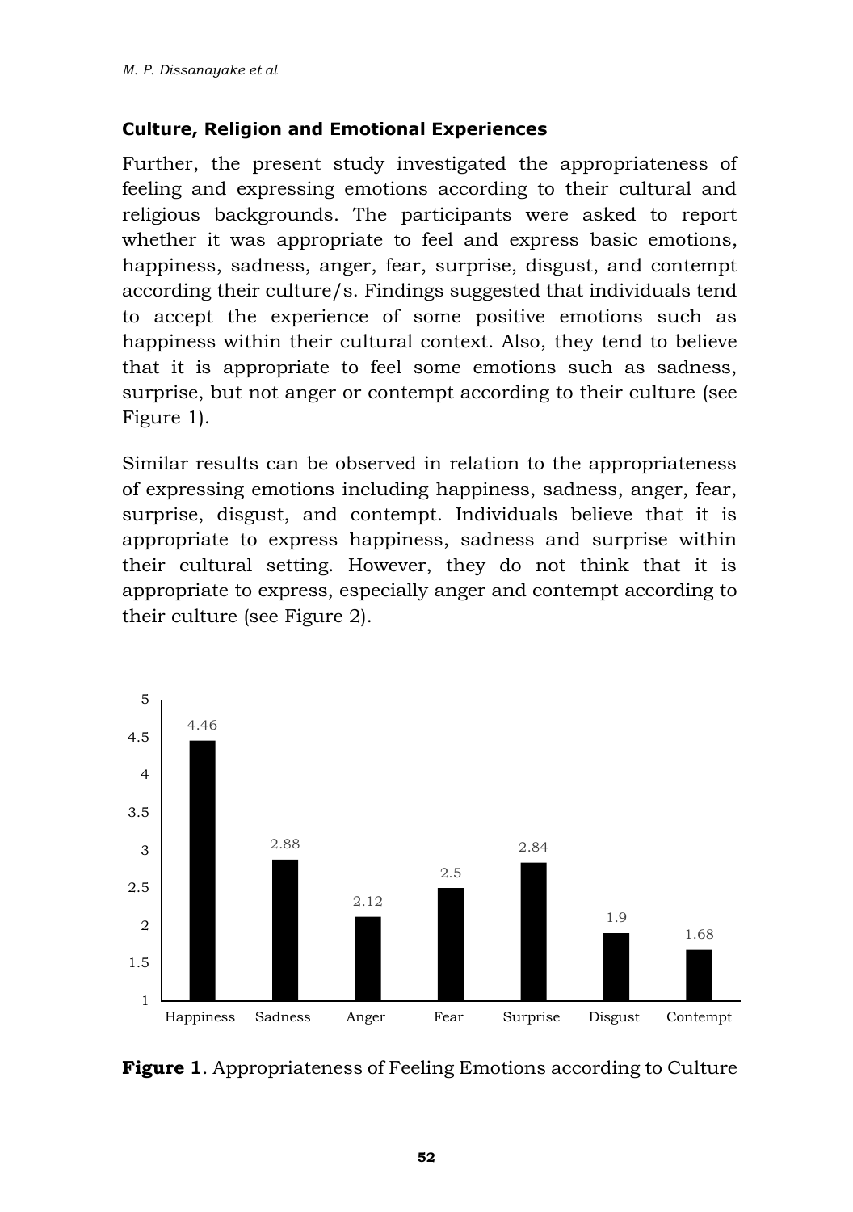### Culture, Religion and Emotional Experiences

Further, the present study investigated the appropriateness of feeling and expressing emotions according to their cultural and religious backgrounds. The participants were asked to report whether it was appropriate to feel and express basic emotions, happiness, sadness, anger, fear, surprise, disgust, and contempt according their culture/s. Findings suggested that individuals tend to accept the experience of some positive emotions such as happiness within their cultural context. Also, they tend to believe that it is appropriate to feel some emotions such as sadness, surprise, but not anger or contempt according to their culture (see Figure 1).

Similar results can be observed in relation to the appropriateness of expressing emotions including happiness, sadness, anger, fear, surprise, disgust, and contempt. Individuals believe that it is appropriate to express happiness, sadness and surprise within their cultural setting. However, they do not think that it is appropriate to express, especially anger and contempt according to their culture (see Figure 2).

| Emotion | Value |
|---|---|
| Happiness | 4.46 |
| Sadness | 2.88 |
| Anger | 2.12 |
| Fear | 2.5 |
| Surprise | 2.84 |
| Disgust | 1.9 |
| Contempt | 1.68 |

**Figure 1**. Appropriateness of Feeling Emotions according to Culture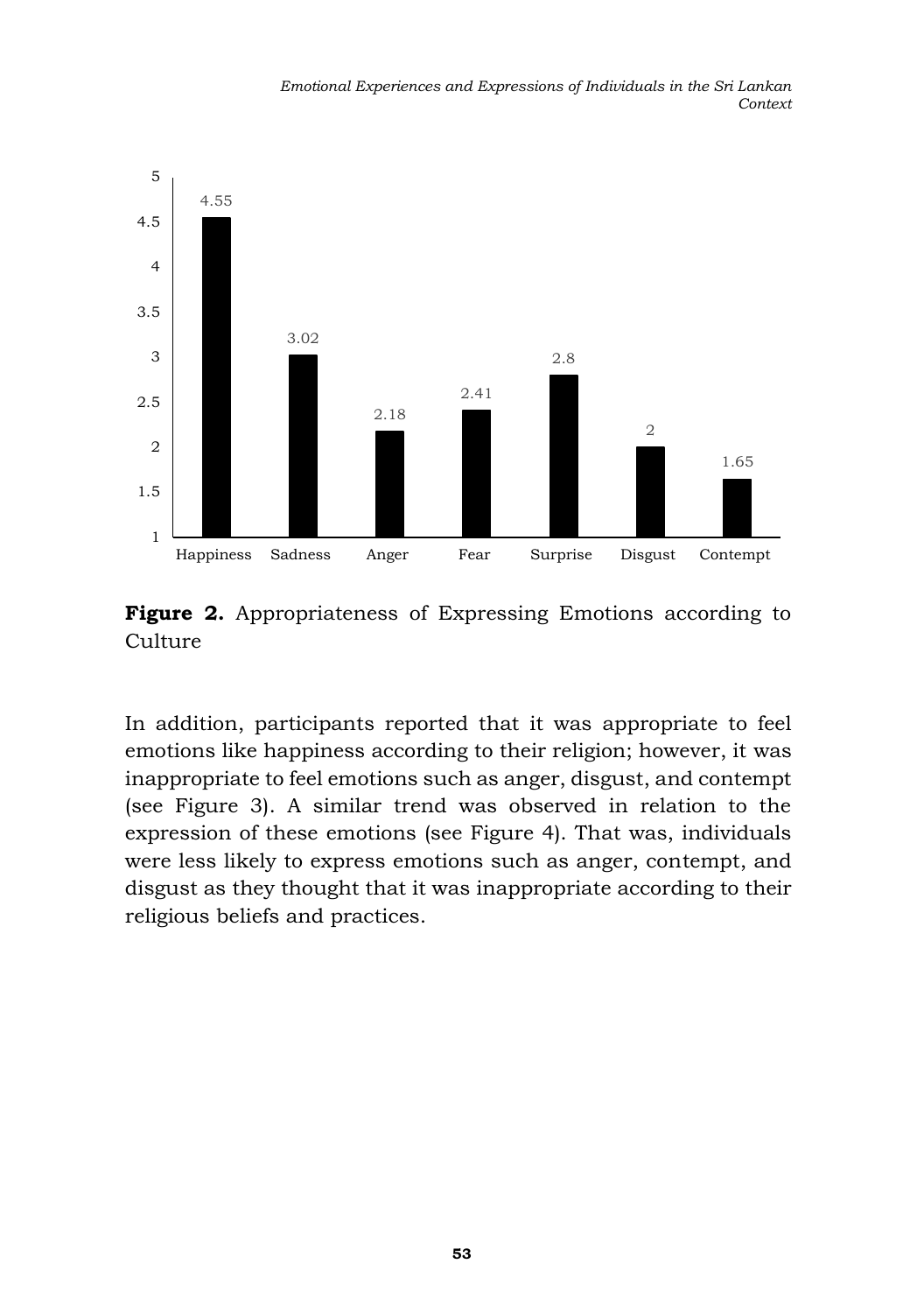**Figure 2.** Appropriateness of Expressing Emotions according to Culture

In addition, participants reported that it was appropriate to feel emotions like happiness according to their religion; however, it was inappropriate to feel emotions such as anger, disgust, and contempt (see Figure 3). A similar trend was observed in relation to the expression of these emotions (see Figure 4). That was, individuals were less likely to express emotions such as anger, contempt, and disgust as they thought that it was inappropriate according to their religious beliefs and practices.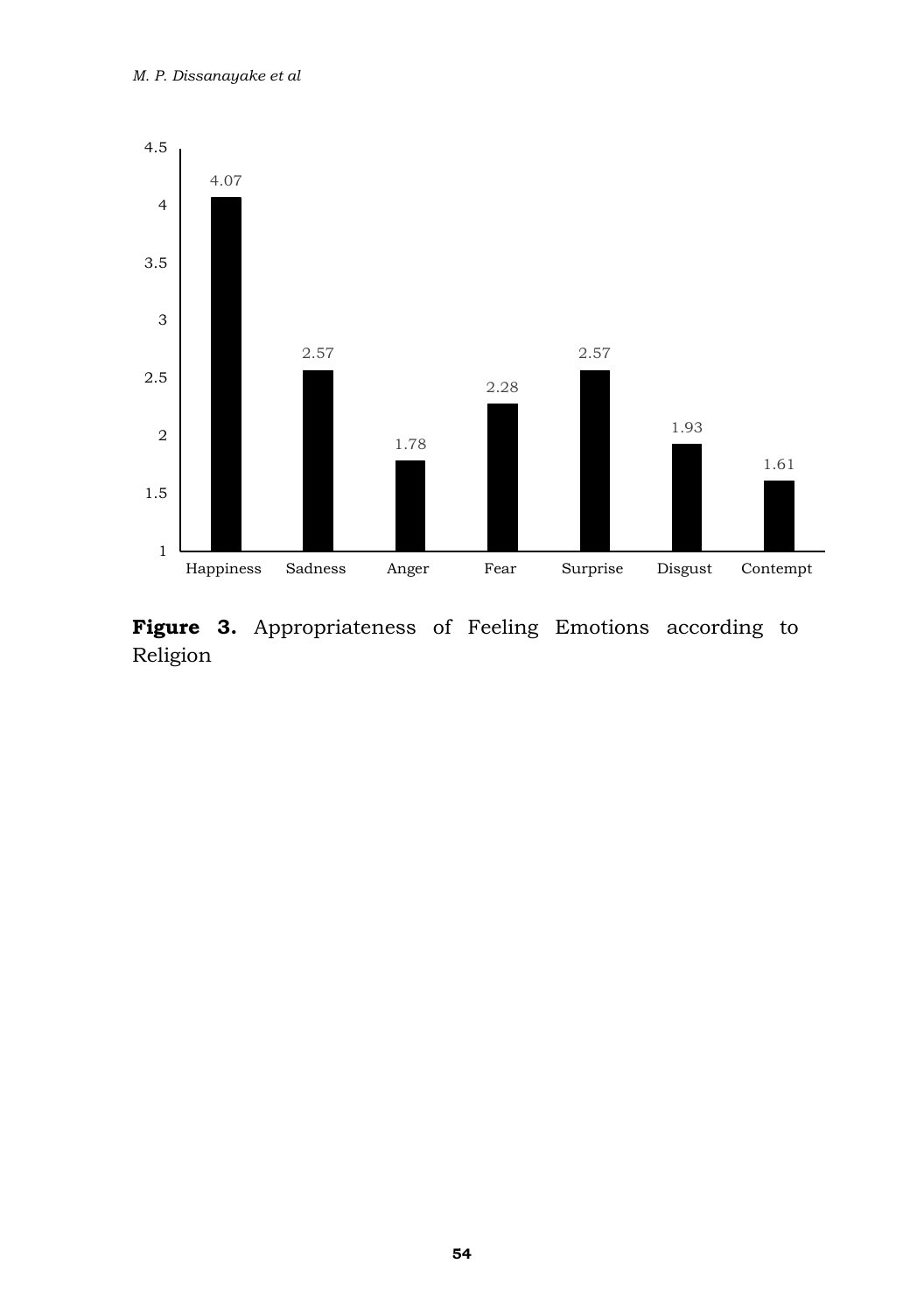| Emotion | Value |
|---|---|
| Happiness | 4.07 |
| Sadness | 2.57 |
| Anger | 1.78 |
| Fear | 2.28 |
| Surprise | 2.57 |
| Disgust | 1.93 |
| Contempt | 1.61 |

**Figure 3.** Appropriateness of Feeling Emotions according to Religion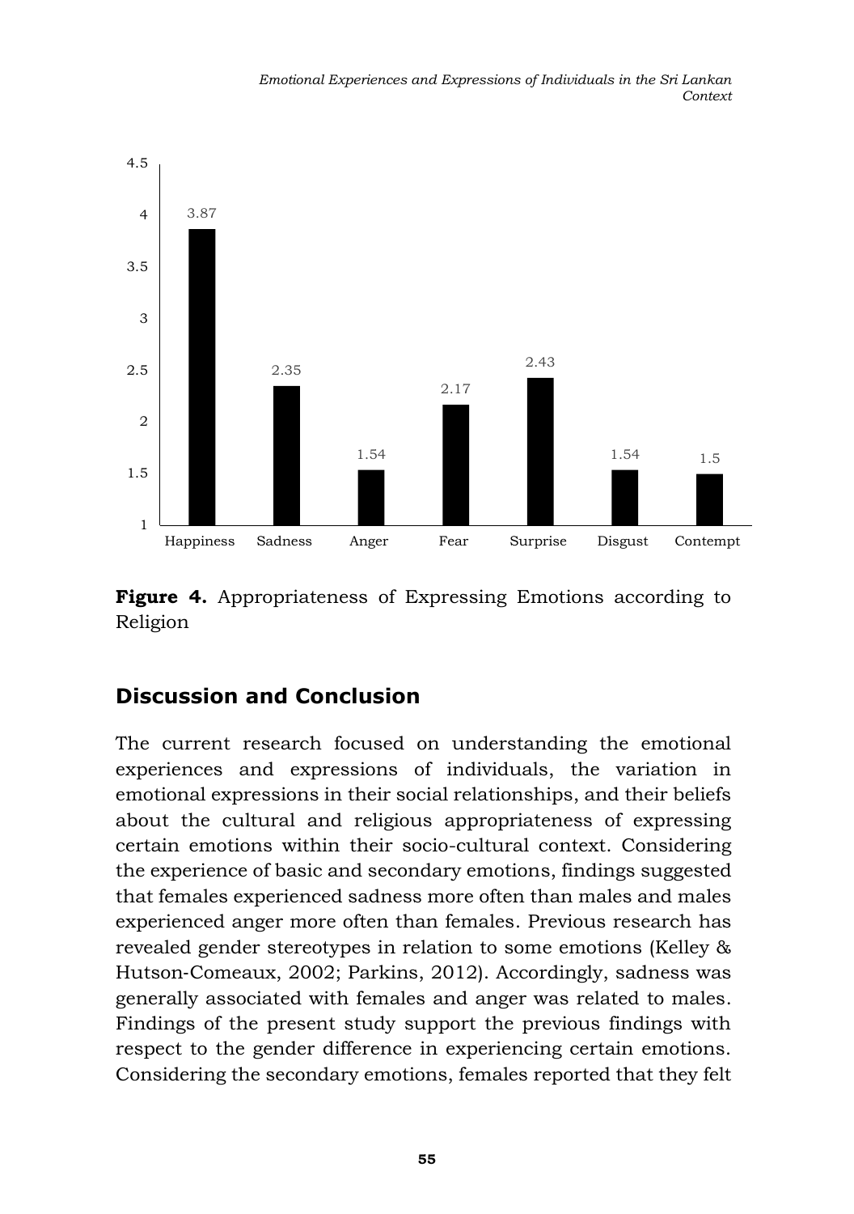| | Happiness | Sadness | Anger | Fear | Surprise | Disgust | Contempt |
|---|---|---|---|---|---|---|---|
| Value | 3.87 | 2.35 | 1.54 | 2.17 | 2.43 | 1.54 | 1.5 |

**Figure 4.** Appropriateness of Expressing Emotions according to Religion

## Discussion and Conclusion

The current research focused on understanding the emotional experiences and expressions of individuals, the variation in emotional expressions in their social relationships, and their beliefs about the cultural and religious appropriateness of expressing certain emotions within their socio-cultural context. Considering the experience of basic and secondary emotions, findings suggested that females experienced sadness more often than males and males experienced anger more often than females. Previous research has revealed gender stereotypes in relation to some emotions (Kelley & Hutson-Comeaux, 2002; Parkins, 2012). Accordingly, sadness was generally associated with females and anger was related to males. Findings of the present study support the previous findings with respect to the gender difference in experiencing certain emotions. Considering the secondary emotions, females reported that they felt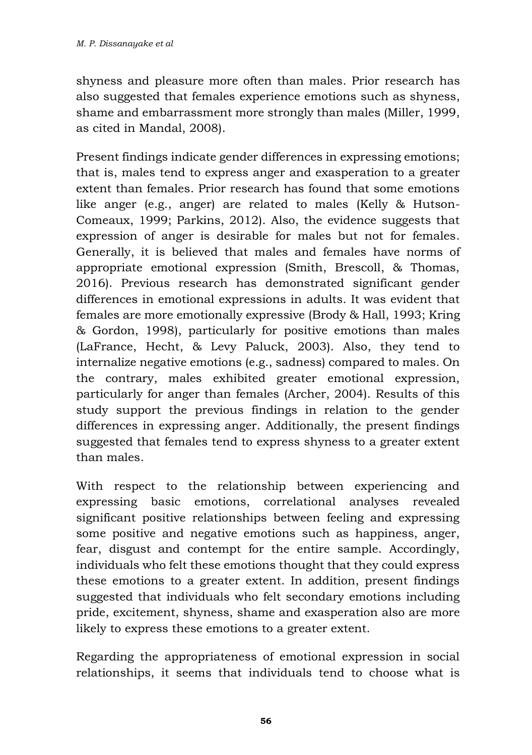shyness and pleasure more often than males. Prior research has also suggested that females experience emotions such as shyness, shame and embarrassment more strongly than males (Miller, 1999, as cited in Mandal, 2008).

Present findings indicate gender differences in expressing emotions; that is, males tend to express anger and exasperation to a greater extent than females. Prior research has found that some emotions like anger (e.g., anger) are related to males (Kelly & Hutson-Comeaux, 1999; Parkins, 2012). Also, the evidence suggests that expression of anger is desirable for males but not for females. Generally, it is believed that males and females have norms of appropriate emotional expression (Smith, Brescoll, & Thomas, 2016). Previous research has demonstrated significant gender differences in emotional expressions in adults. It was evident that females are more emotionally expressive (Brody & Hall, 1993; Kring & Gordon, 1998), particularly for positive emotions than males (LaFrance, Hecht, & Levy Paluck, 2003). Also, they tend to internalize negative emotions (e.g., sadness) compared to males. On the contrary, males exhibited greater emotional expression, particularly for anger than females (Archer, 2004). Results of this study support the previous findings in relation to the gender differences in expressing anger. Additionally, the present findings suggested that females tend to express shyness to a greater extent than males.

With respect to the relationship between experiencing and expressing basic emotions, correlational analyses revealed significant positive relationships between feeling and expressing some positive and negative emotions such as happiness, anger, fear, disgust and contempt for the entire sample. Accordingly, individuals who felt these emotions thought that they could express these emotions to a greater extent. In addition, present findings suggested that individuals who felt secondary emotions including pride, excitement, shyness, shame and exasperation also are more likely to express these emotions to a greater extent.

Regarding the appropriateness of emotional expression in social relationships, it seems that individuals tend to choose what is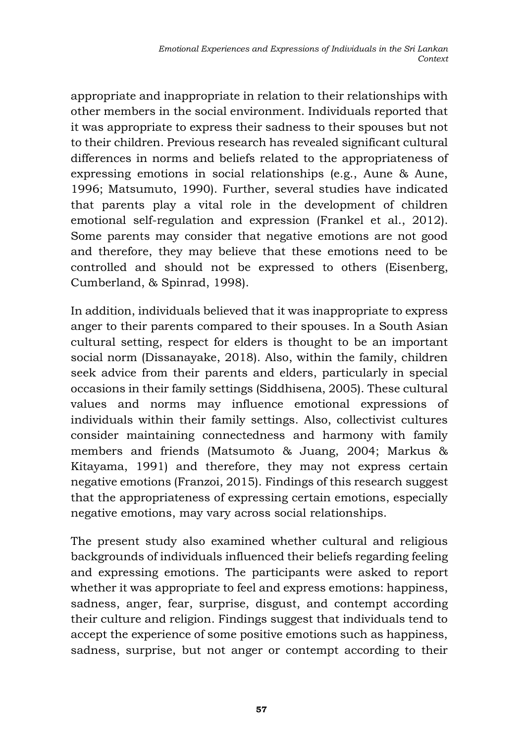appropriate and inappropriate in relation to their relationships with other members in the social environment. Individuals reported that it was appropriate to express their sadness to their spouses but not to their children. Previous research has revealed significant cultural differences in norms and beliefs related to the appropriateness of expressing emotions in social relationships (e.g., Aune & Aune, 1996; Matsumuto, 1990). Further, several studies have indicated that parents play a vital role in the development of children emotional self-regulation and expression (Frankel et al., 2012). Some parents may consider that negative emotions are not good and therefore, they may believe that these emotions need to be controlled and should not be expressed to others (Eisenberg, Cumberland, & Spinrad, 1998).

In addition, individuals believed that it was inappropriate to express anger to their parents compared to their spouses. In a South Asian cultural setting, respect for elders is thought to be an important social norm (Dissanayake, 2018). Also, within the family, children seek advice from their parents and elders, particularly in special occasions in their family settings (Siddhisena, 2005). These cultural values and norms may influence emotional expressions of individuals within their family settings. Also, collectivist cultures consider maintaining connectedness and harmony with family members and friends (Matsumoto & Juang, 2004; Markus & Kitayama, 1991) and therefore, they may not express certain negative emotions (Franzoi, 2015). Findings of this research suggest that the appropriateness of expressing certain emotions, especially negative emotions, may vary across social relationships.

The present study also examined whether cultural and religious backgrounds of individuals influenced their beliefs regarding feeling and expressing emotions. The participants were asked to report whether it was appropriate to feel and express emotions: happiness, sadness, anger, fear, surprise, disgust, and contempt according their culture and religion. Findings suggest that individuals tend to accept the experience of some positive emotions such as happiness, sadness, surprise, but not anger or contempt according to their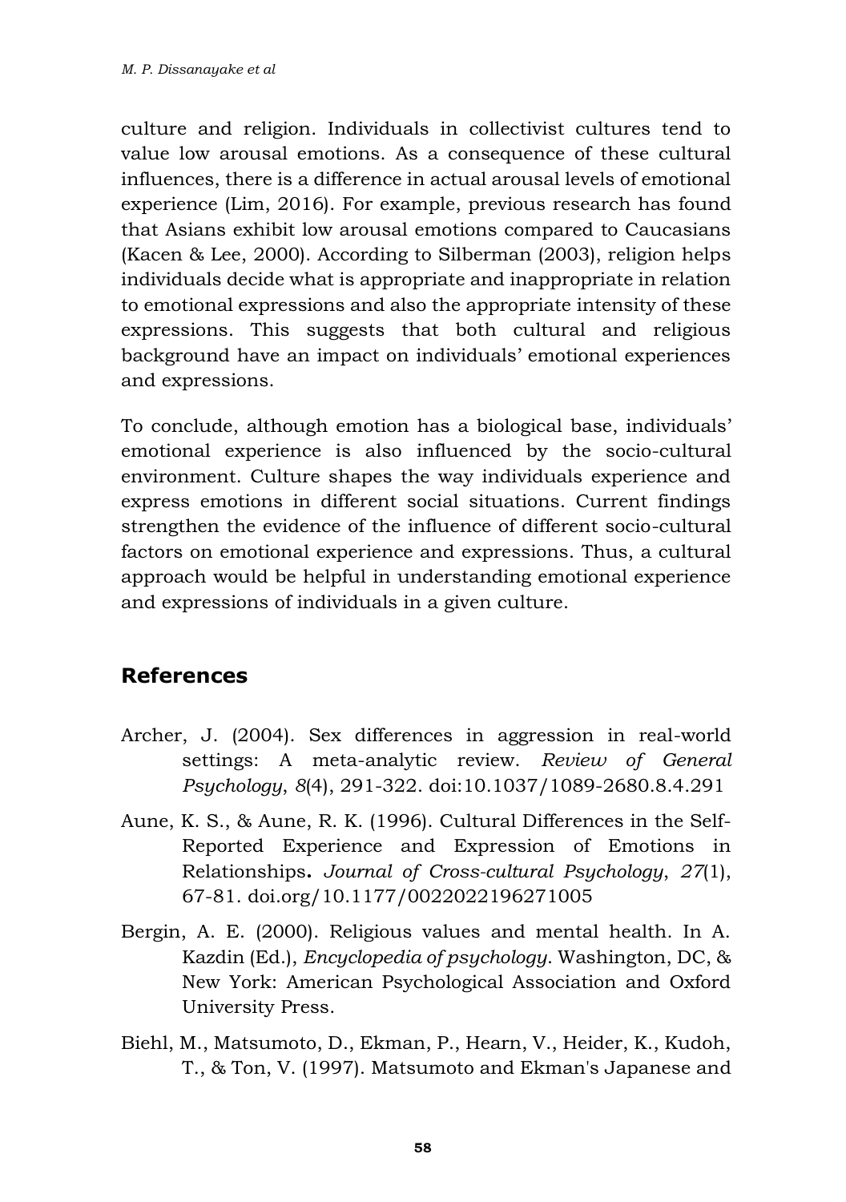culture and religion. Individuals in collectivist cultures tend to value low arousal emotions. As a consequence of these cultural influences, there is a difference in actual arousal levels of emotional experience (Lim, 2016). For example, previous research has found that Asians exhibit low arousal emotions compared to Caucasians (Kacen & Lee, 2000). According to Silberman (2003), religion helps individuals decide what is appropriate and inappropriate in relation to emotional expressions and also the appropriate intensity of these expressions. This suggests that both cultural and religious background have an impact on individuals' emotional experiences and expressions.

To conclude, although emotion has a biological base, individuals' emotional experience is also influenced by the socio-cultural environment. Culture shapes the way individuals experience and express emotions in different social situations. Current findings strengthen the evidence of the influence of different socio-cultural factors on emotional experience and expressions. Thus, a cultural approach would be helpful in understanding emotional experience and expressions of individuals in a given culture.

## References

Archer, J. (2004). Sex differences in aggression in real-world settings: A meta-analytic review. *Review of General Psychology*, *8*(4), 291-322. doi:10.1037/1089-2680.8.4.291

Aune, K. S., & Aune, R. K. (1996). Cultural Differences in the Self-Reported Experience and Expression of Emotions in Relationships**.** *Journal of Cross-cultural Psychology*, *27*(1), 67-81. doi.org/10.1177/0022022196271005

Bergin, A. E. (2000). Religious values and mental health. In A. Kazdin (Ed.), *Encyclopedia of psychology*. Washington, DC, & New York: American Psychological Association and Oxford University Press.

Biehl, M., Matsumoto, D., Ekman, P., Hearn, V., Heider, K., Kudoh, T., & Ton, V. (1997). Matsumoto and Ekman's Japanese and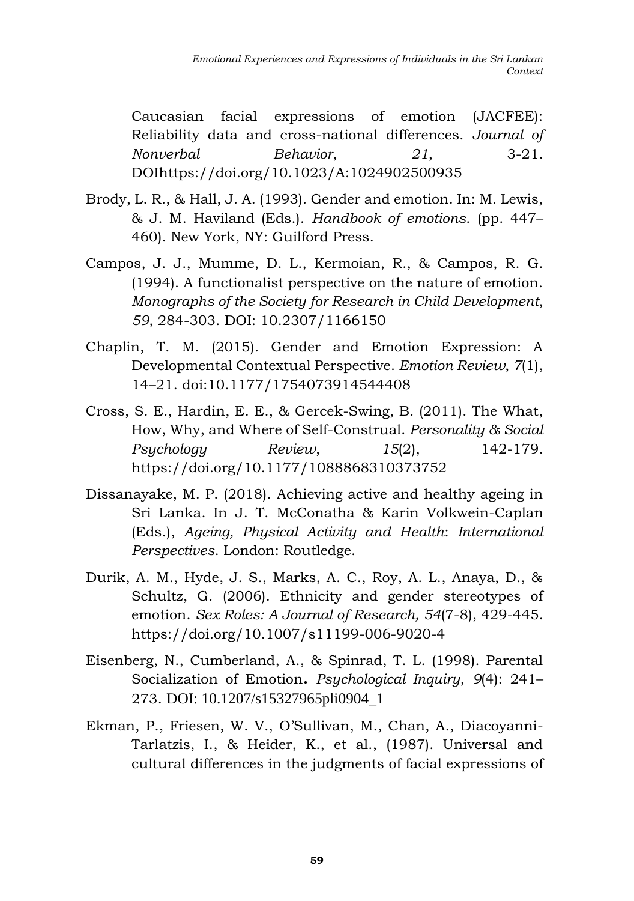Caucasian facial expressions of emotion (JACFEE): Reliability data and cross-national differences. *Journal of Nonverbal Behavior*, *21*, 3-21. DOIhttps://doi.org/10.1023/A:1024902500935

Brody, L. R., & Hall, J. A. (1993). Gender and emotion. In: M. Lewis, & J. M. Haviland (Eds.). *Handbook of emotions*. (pp. 447–460). New York, NY: Guilford Press.

Campos, J. J., Mumme, D. L., Kermoian, R., & Campos, R. G. (1994). A functionalist perspective on the nature of emotion. *Monographs of the Society for Research in Child Development*, *59*, 284-303. DOI: 10.2307/1166150

Chaplin, T. M. (2015). Gender and Emotion Expression: A Developmental Contextual Perspective. *Emotion Review*, *7*(1), 14–21. doi:10.1177/1754073914544408

Cross, S. E., Hardin, E. E., & Gercek-Swing, B. (2011). The What, How, Why, and Where of Self-Construal. *Personality & Social Psychology Review*, *15*(2), 142-179. https://doi.org/10.1177/1088868310373752

Dissanayake, M. P. (2018). Achieving active and healthy ageing in Sri Lanka. In J. T. McConatha & Karin Volkwein-Caplan (Eds.), *Ageing, Physical Activity and Health*: *International Perspectives*. London: Routledge.

Durik, A. M., Hyde, J. S., Marks, A. C., Roy, A. L., Anaya, D., & Schultz, G. (2006). Ethnicity and gender stereotypes of emotion. *Sex Roles: A Journal of Research, 54*(7-8), 429-445. https://doi.org/10.1007/s11199-006-9020-4

Eisenberg, N., Cumberland, A., & Spinrad, T. L. (1998). Parental Socialization of Emotion**.** *Psychological Inquiry*, *9*(4): 241–273. DOI: 10.1207/s15327965pli0904_1

Ekman, P., Friesen, W. V., O'Sullivan, M., Chan, A., Diacoyanni-Tarlatzis, I., & Heider, K., et al., (1987). Universal and cultural differences in the judgments of facial expressions of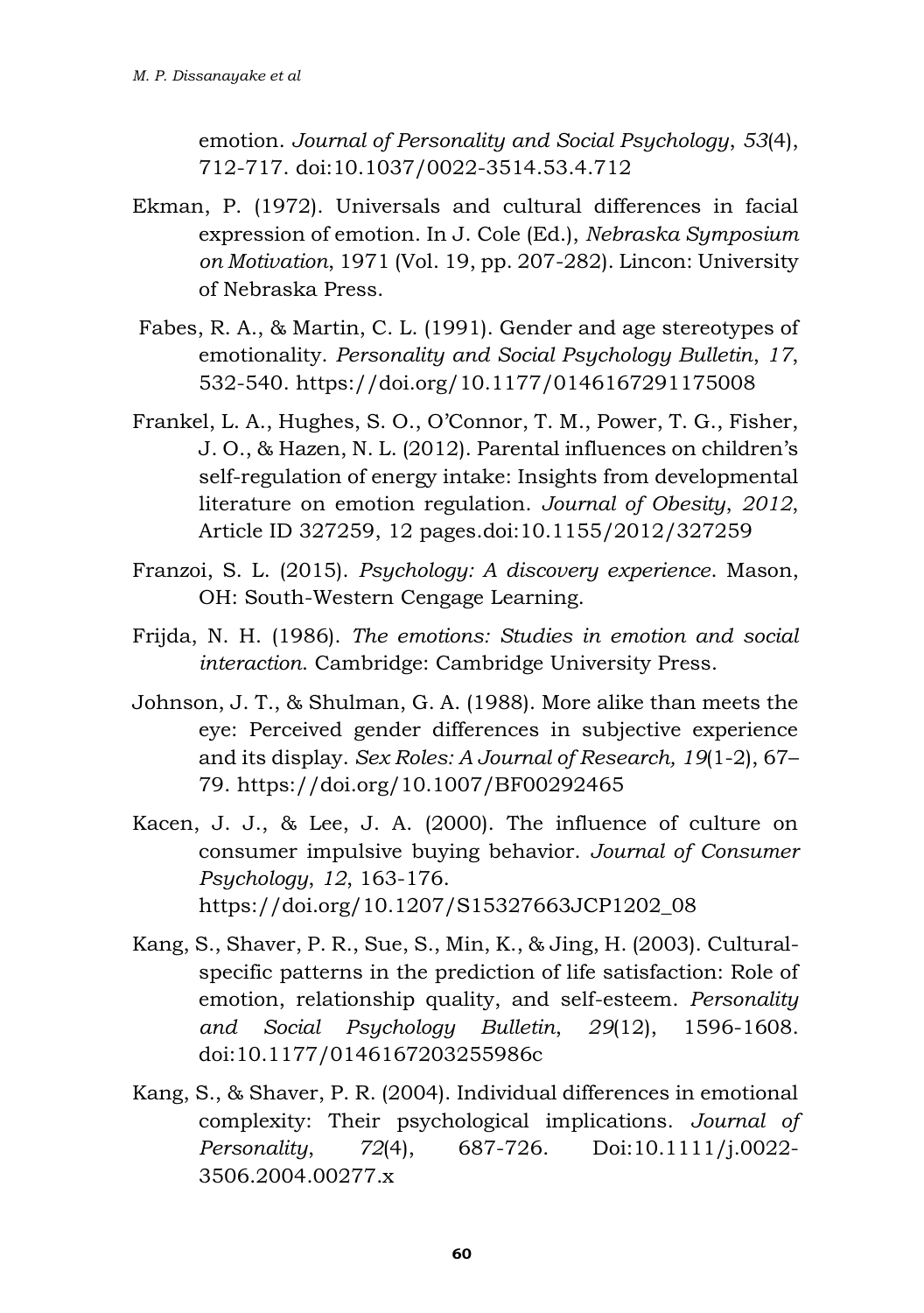emotion. *Journal of Personality and Social Psychology*, *53*(4), 712-717. doi:10.1037/0022-3514.53.4.712

Ekman, P. (1972). Universals and cultural differences in facial expression of emotion. In J. Cole (Ed.), *Nebraska Symposium on Motivation*, 1971 (Vol. 19, pp. 207-282). Lincon: University of Nebraska Press.

Fabes, R. A., & Martin, C. L. (1991). Gender and age stereotypes of emotionality. *Personality and Social Psychology Bulletin*, *17*, 532-540. https://doi.org/10.1177/0146167291175008

Frankel, L. A., Hughes, S. O., O'Connor, T. M., Power, T. G., Fisher, J. O., & Hazen, N. L. (2012). Parental influences on children's self-regulation of energy intake: Insights from developmental literature on emotion regulation. *Journal of Obesity*, *2012*, Article ID 327259, 12 pages.doi:10.1155/2012/327259

Franzoi, S. L. (2015). *Psychology: A discovery experience*. Mason, OH: South-Western Cengage Learning.

Frijda, N. H. (1986). *The emotions: Studies in emotion and social interaction*. Cambridge: Cambridge University Press.

Johnson, J. T., & Shulman, G. A. (1988). More alike than meets the eye: Perceived gender differences in subjective experience and its display. *Sex Roles: A Journal of Research, 19*(1-2), 67–79. https://doi.org/10.1007/BF00292465

Kacen, J. J., & Lee, J. A. (2000). The influence of culture on consumer impulsive buying behavior. *Journal of Consumer Psychology*, *12*, 163-176. https://doi.org/10.1207/S15327663JCP1202_08

Kang, S., Shaver, P. R., Sue, S., Min, K., & Jing, H. (2003). Cultural-specific patterns in the prediction of life satisfaction: Role of emotion, relationship quality, and self-esteem. *Personality and Social Psychology Bulletin*, *29*(12), 1596-1608. doi:10.1177/0146167203255986c

Kang, S., & Shaver, P. R. (2004). Individual differences in emotional complexity: Their psychological implications. *Journal of Personality*, *72*(4), 687-726. Doi:10.1111/j.0022-3506.2004.00277.x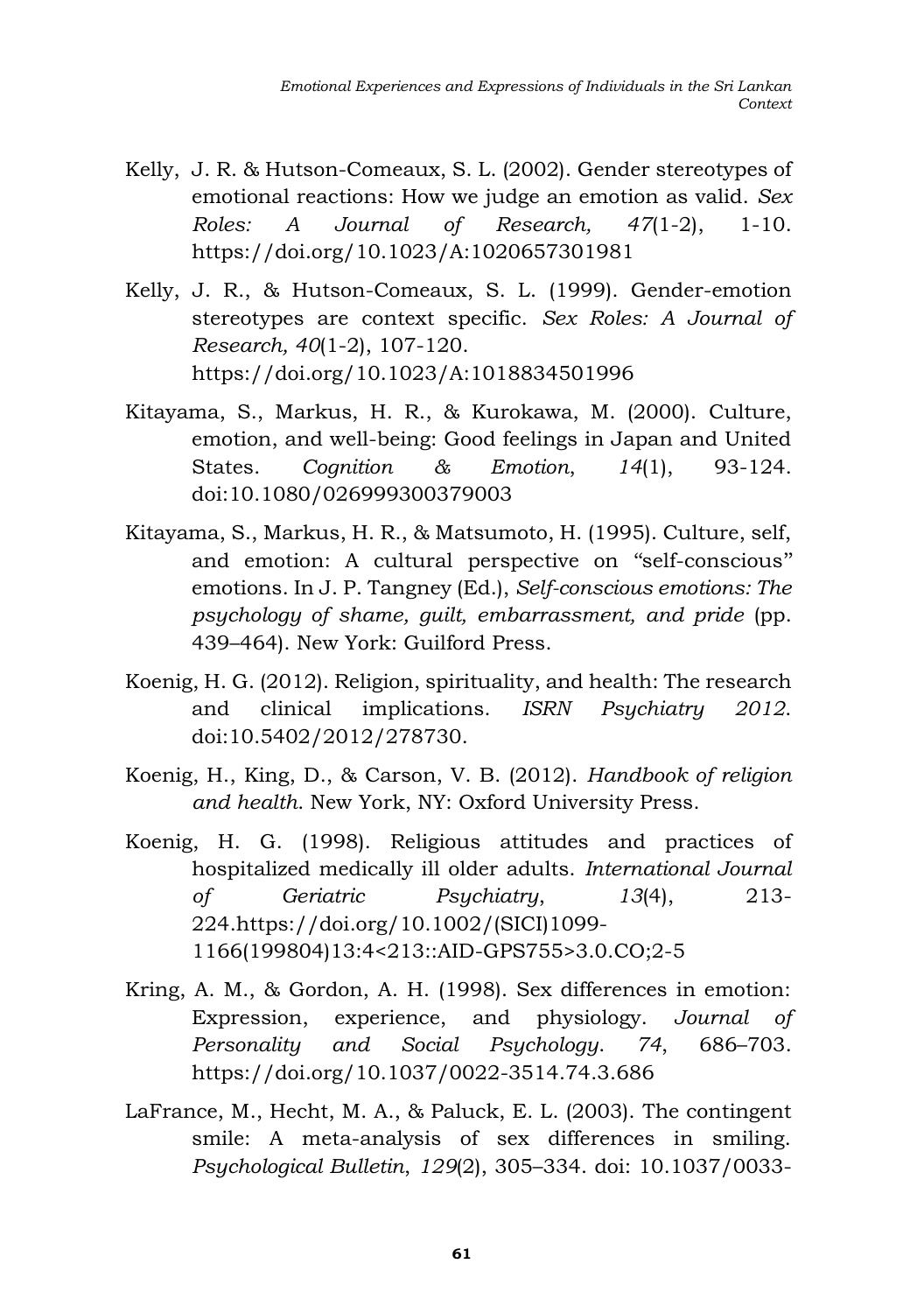Kelly, J. R. & Hutson-Comeaux, S. L. (2002). Gender stereotypes of emotional reactions: How we judge an emotion as valid. *Sex Roles: A Journal of Research, 47*(1-2), 1-10. https://doi.org/10.1023/A:1020657301981

Kelly, J. R., & Hutson-Comeaux, S. L. (1999). Gender-emotion stereotypes are context specific. *Sex Roles: A Journal of Research, 40*(1-2), 107-120. https://doi.org/10.1023/A:1018834501996

Kitayama, S., Markus, H. R., & Kurokawa, M. (2000). Culture, emotion, and well-being: Good feelings in Japan and United States. *Cognition & Emotion*, *14*(1), 93-124. doi:10.1080/026999300379003

Kitayama, S., Markus, H. R., & Matsumoto, H. (1995). Culture, self, and emotion: A cultural perspective on "self-conscious" emotions. In J. P. Tangney (Ed.), *Self-conscious emotions: The psychology of shame, guilt, embarrassment, and pride* (pp. 439–464). New York: Guilford Press.

Koenig, H. G. (2012). Religion, spirituality, and health: The research and clinical implications. *ISRN Psychiatry 2012*. doi:10.5402/2012/278730.

Koenig, H., King, D., & Carson, V. B. (2012). *Handbook of religion and health*. New York, NY: Oxford University Press.

Koenig, H. G. (1998). Religious attitudes and practices of hospitalized medically ill older adults. *International Journal of Geriatric Psychiatry*, *13*(4), 213-224.https://doi.org/10.1002/(SICI)1099-1166(199804)13:4<213::AID-GPS755>3.0.CO;2-5

Kring, A. M., & Gordon, A. H. (1998). Sex differences in emotion: Expression, experience, and physiology. *Journal of Personality and Social Psychology*. *74*, 686–703. https://doi.org/10.1037/0022-3514.74.3.686

LaFrance, M., Hecht, M. A., & Paluck, E. L. (2003). The contingent smile: A meta-analysis of sex differences in smiling. *Psychological Bulletin*, *129*(2), 305–334. doi: 10.1037/0033-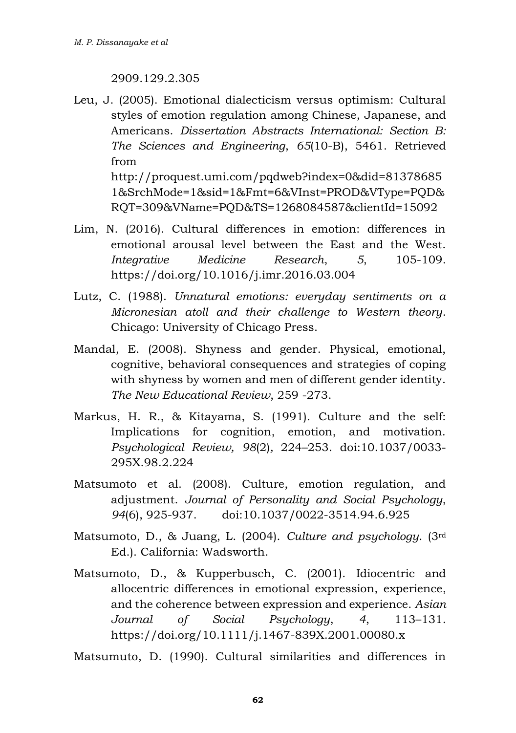2909.129.2.305

Leu, J. (2005). Emotional dialecticism versus optimism: Cultural styles of emotion regulation among Chinese, Japanese, and Americans. *Dissertation Abstracts International: Section B: The Sciences and Engineering*, *65*(10-B), 5461. Retrieved from http://proquest.umi.com/pqdweb?index=0&did=813786851&SrchMode=1&sid=1&Fmt=6&VInst=PROD&VType=PQD&RQT=309&VName=PQD&TS=1268084587&clientId=15092

Lim, N. (2016). Cultural differences in emotion: differences in emotional arousal level between the East and the West. *Integrative Medicine Research*, *5*, 105-109. https://doi.org/10.1016/j.imr.2016.03.004

Lutz, C. (1988). *Unnatural emotions: everyday sentiments on a Micronesian atoll and their challenge to Western theory*. Chicago: University of Chicago Press.

Mandal, E. (2008). Shyness and gender. Physical, emotional, cognitive, behavioral consequences and strategies of coping with shyness by women and men of different gender identity. *The New Educational Review*, 259 -273.

Markus, H. R., & Kitayama, S. (1991). Culture and the self: Implications for cognition, emotion, and motivation. *Psychological Review, 98*(2)*,* 224–253. doi:10.1037/0033-295X.98.2.224

Matsumoto et al. (2008). Culture, emotion regulation, and adjustment. *Journal of Personality and Social Psychology, 94*(6), 925-937. doi:10.1037/0022-3514.94.6.925

Matsumoto, D., & Juang, L. (2004). *Culture and psychology*. (3rd Ed.). California: Wadsworth.

Matsumoto, D., & Kupperbusch, C. (2001). Idiocentric and allocentric differences in emotional expression, experience, and the coherence between expression and experience. *Asian Journal of Social Psychology*, *4*, 113–131. https://doi.org/10.1111/j.1467-839X.2001.00080.x

Matsumuto, D. (1990). Cultural similarities and differences in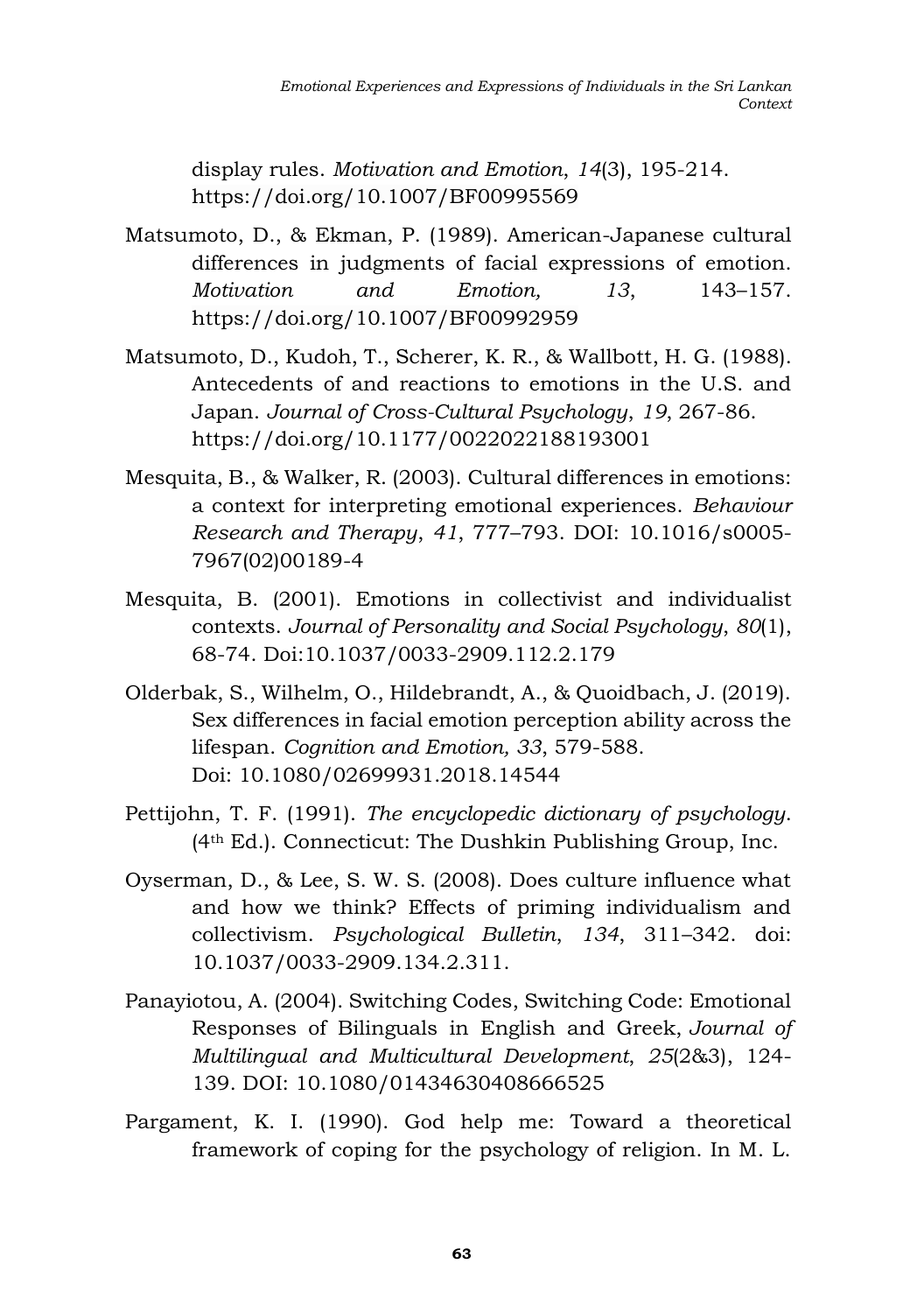display rules. *Motivation and Emotion*, *14*(3), 195-214. https://doi.org/10.1007/BF00995569

Matsumoto, D., & Ekman, P. (1989). American-Japanese cultural differences in judgments of facial expressions of emotion. *Motivation and Emotion, 13*, 143–157. https://doi.org/10.1007/BF00992959

Matsumoto, D., Kudoh, T., Scherer, K. R., & Wallbott, H. G. (1988). Antecedents of and reactions to emotions in the U.S. and Japan. *Journal of Cross-Cultural Psychology*, *19*, 267-86. https://doi.org/10.1177/0022022188193001

Mesquita, B., & Walker, R. (2003). Cultural differences in emotions: a context for interpreting emotional experiences. *Behaviour Research and Therapy*, *41*, 777–793. DOI: 10.1016/s0005-7967(02)00189-4

Mesquita, B. (2001). Emotions in collectivist and individualist contexts. *Journal of Personality and Social Psychology*, *80*(1), 68-74. Doi:10.1037/0033-2909.112.2.179

Olderbak, S., Wilhelm, O., Hildebrandt, A., & Quoidbach, J. (2019). Sex differences in facial emotion perception ability across the lifespan. *Cognition and Emotion, 33*, 579-588. Doi: 10.1080/02699931.2018.14544

Pettijohn, T. F. (1991). *The encyclopedic dictionary of psychology*. (4th Ed.). Connecticut: The Dushkin Publishing Group, Inc.

Oyserman, D., & Lee, S. W. S. (2008). Does culture influence what and how we think? Effects of priming individualism and collectivism. *Psychological Bulletin*, *134*, 311–342. doi: 10.1037/0033-2909.134.2.311.

Panayiotou, A. (2004). Switching Codes, Switching Code: Emotional Responses of Bilinguals in English and Greek, *Journal of Multilingual and Multicultural Development*, *25*(2&3), 124-139. DOI: 10.1080/01434630408666525

Pargament, K. I. (1990). God help me: Toward a theoretical framework of coping for the psychology of religion. In M. L.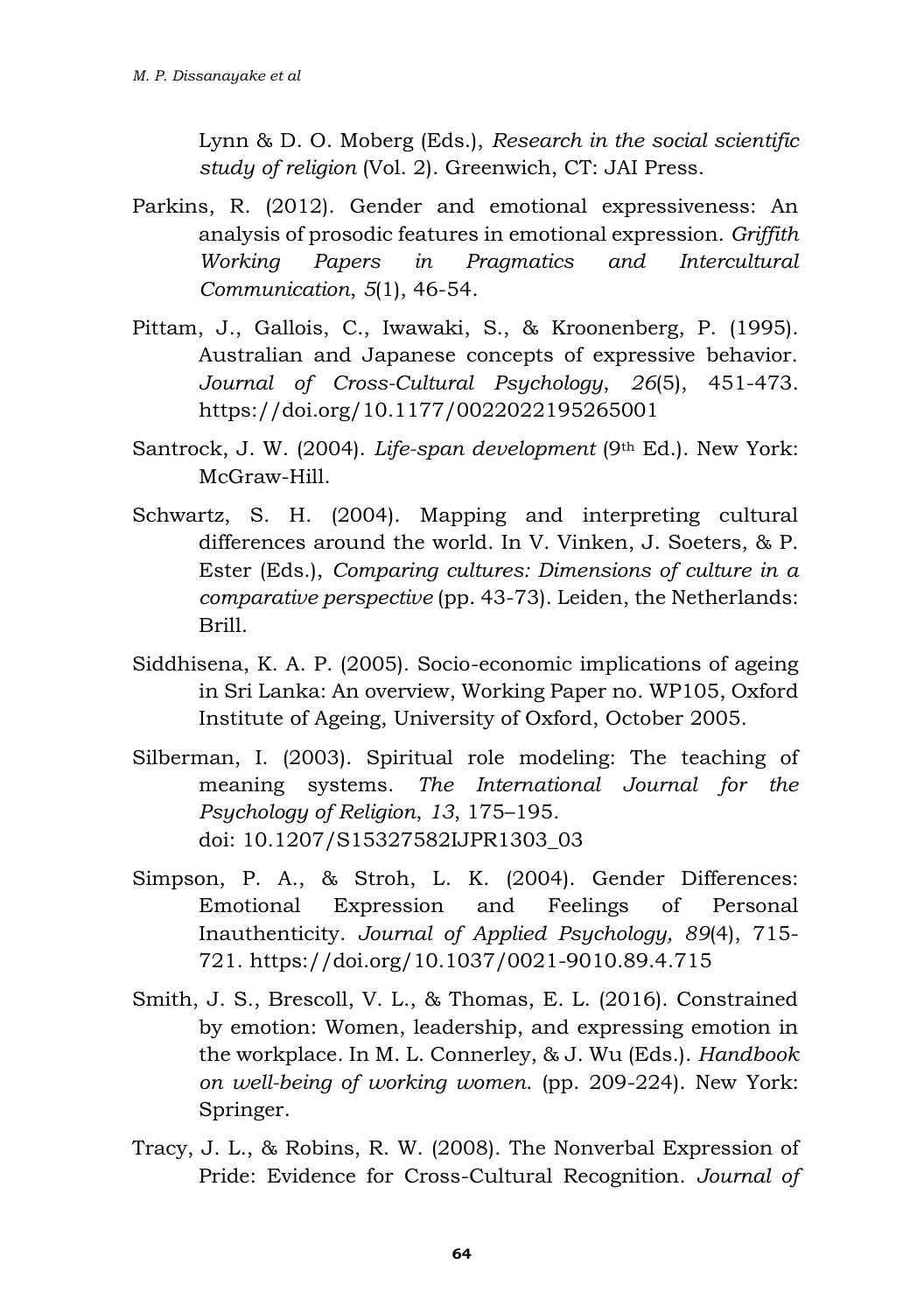Lynn & D. O. Moberg (Eds.), *Research in the social scientific study of religion* (Vol. 2). Greenwich, CT: JAI Press.

Parkins, R. (2012). Gender and emotional expressiveness: An analysis of prosodic features in emotional expression. *Griffith Working Papers in Pragmatics and Intercultural Communication*, *5*(1), 46-54.

Pittam, J., Gallois, C., Iwawaki, S., & Kroonenberg, P. (1995). Australian and Japanese concepts of expressive behavior. *Journal of Cross-Cultural Psychology*, *26*(5), 451-473. https://doi.org/10.1177/0022022195265001

Santrock, J. W. (2004). *Life-span development* (9th Ed.). New York: McGraw-Hill.

Schwartz, S. H. (2004). Mapping and interpreting cultural differences around the world. In V. Vinken, J. Soeters, & P. Ester (Eds.), *Comparing cultures: Dimensions of culture in a comparative perspective* (pp. 43-73). Leiden, the Netherlands: Brill.

Siddhisena, K. A. P. (2005). Socio-economic implications of ageing in Sri Lanka: An overview, Working Paper no. WP105, Oxford Institute of Ageing, University of Oxford, October 2005.

Silberman, I. (2003). Spiritual role modeling: The teaching of meaning systems. *The International Journal for the Psychology of Religion*, *13*, 175–195. doi: 10.1207/S15327582IJPR1303_03

Simpson, P. A., & Stroh, L. K. (2004). Gender Differences: Emotional Expression and Feelings of Personal Inauthenticity. *Journal of Applied Psychology, 89*(4), 715-721. https://doi.org/10.1037/0021-9010.89.4.715

Smith, J. S., Brescoll, V. L., & Thomas, E. L. (2016). Constrained by emotion: Women, leadership, and expressing emotion in the workplace. In M. L. Connerley, & J. Wu (Eds.). *Handbook on well-being of working women*. (pp. 209-224). New York: Springer.

Tracy, J. L., & Robins, R. W. (2008). The Nonverbal Expression of Pride: Evidence for Cross-Cultural Recognition. *Journal of*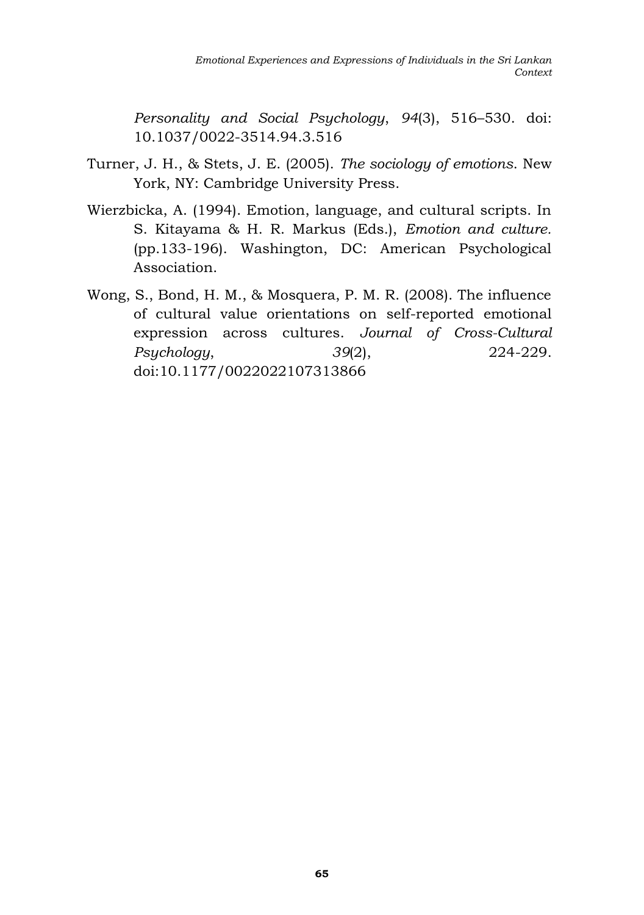*Personality and Social Psychology*, *94*(3), 516–530. doi: 10.1037/0022-3514.94.3.516

Turner, J. H., & Stets, J. E. (2005). *The sociology of emotions*. New York, NY: Cambridge University Press.

Wierzbicka, A. (1994). Emotion, language, and cultural scripts. In S. Kitayama & H. R. Markus (Eds.), *Emotion and culture.* (pp.133-196). Washington, DC: American Psychological Association.

Wong, S., Bond, H. M., & Mosquera, P. M. R. (2008). The influence of cultural value orientations on self-reported emotional expression across cultures. *Journal of Cross-Cultural Psychology*, *39*(2), 224-229. doi:10.1177/0022022107313866